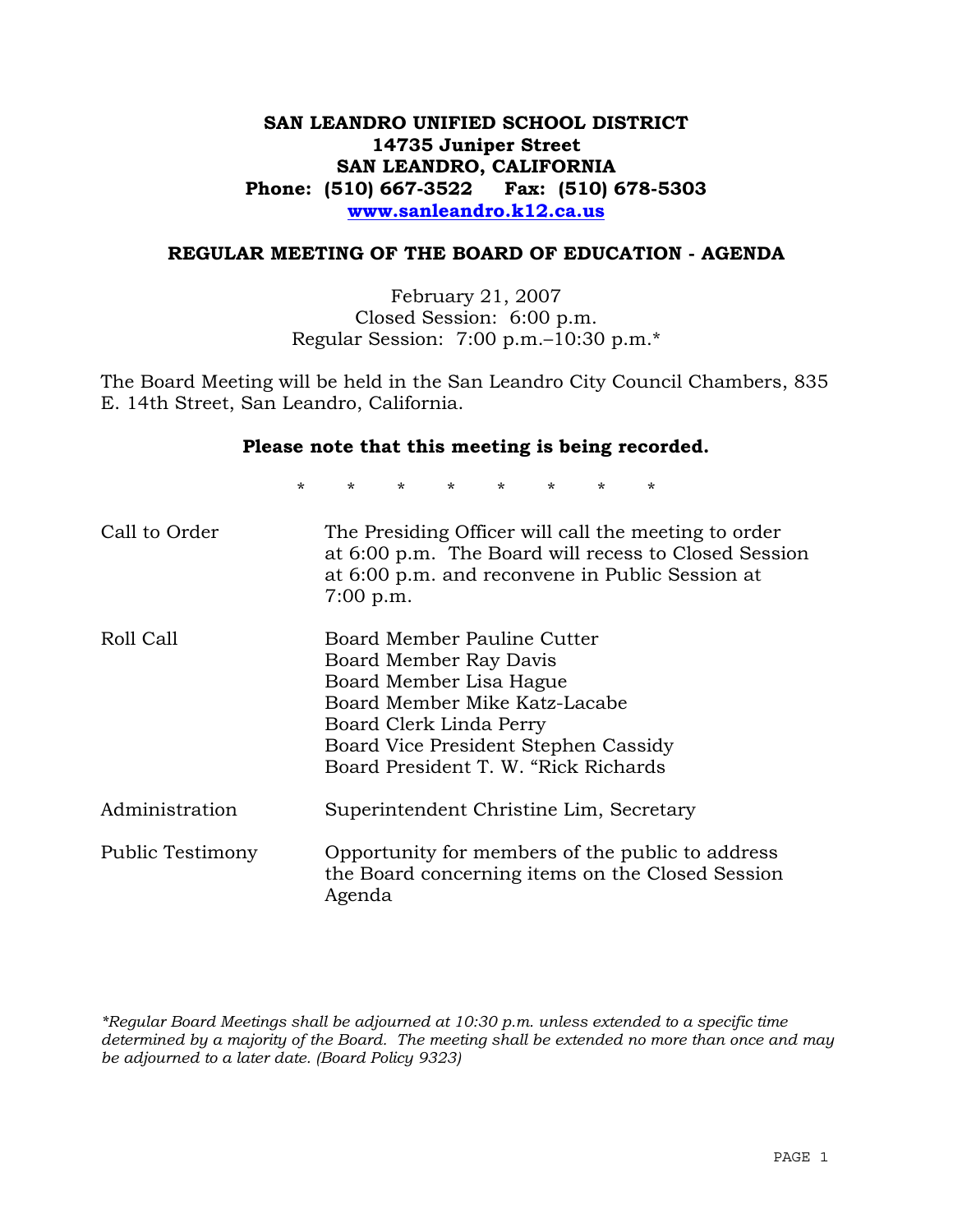**SAN LEANDRO UNIFIED SCHOOL DISTRICT**
**14735 Juniper Street**
**SAN LEANDRO, CALIFORNIA**
**Phone: (510) 667-3522 Fax: (510) 678-5303**
**www.sanleandro.k12.ca.us**

## REGULAR MEETING OF THE BOARD OF EDUCATION - AGENDA

February 21, 2007
Closed Session: 6:00 p.m.
Regular Session: 7:00 p.m.–10:30 p.m.*

The Board Meeting will be held in the San Leandro City Council Chambers, 835 E. 14th Street, San Leandro, California.

**Please note that this meeting is being recorded.**

\* \* \* \* \* \* \* \*

Call to Order — The Presiding Officer will call the meeting to order at 6:00 p.m. The Board will recess to Closed Session at 6:00 p.m. and reconvene in Public Session at 7:00 p.m.

Roll Call — Board Member Pauline Cutter
Board Member Ray Davis
Board Member Lisa Hague
Board Member Mike Katz-Lacabe
Board Clerk Linda Perry
Board Vice President Stephen Cassidy
Board President T. W. "Rick Richards

Administration — Superintendent Christine Lim, Secretary

Public Testimony — Opportunity for members of the public to address the Board concerning items on the Closed Session Agenda

*\*Regular Board Meetings shall be adjourned at 10:30 p.m. unless extended to a specific time determined by a majority of the Board. The meeting shall be extended no more than once and may be adjourned to a later date. (Board Policy 9323)*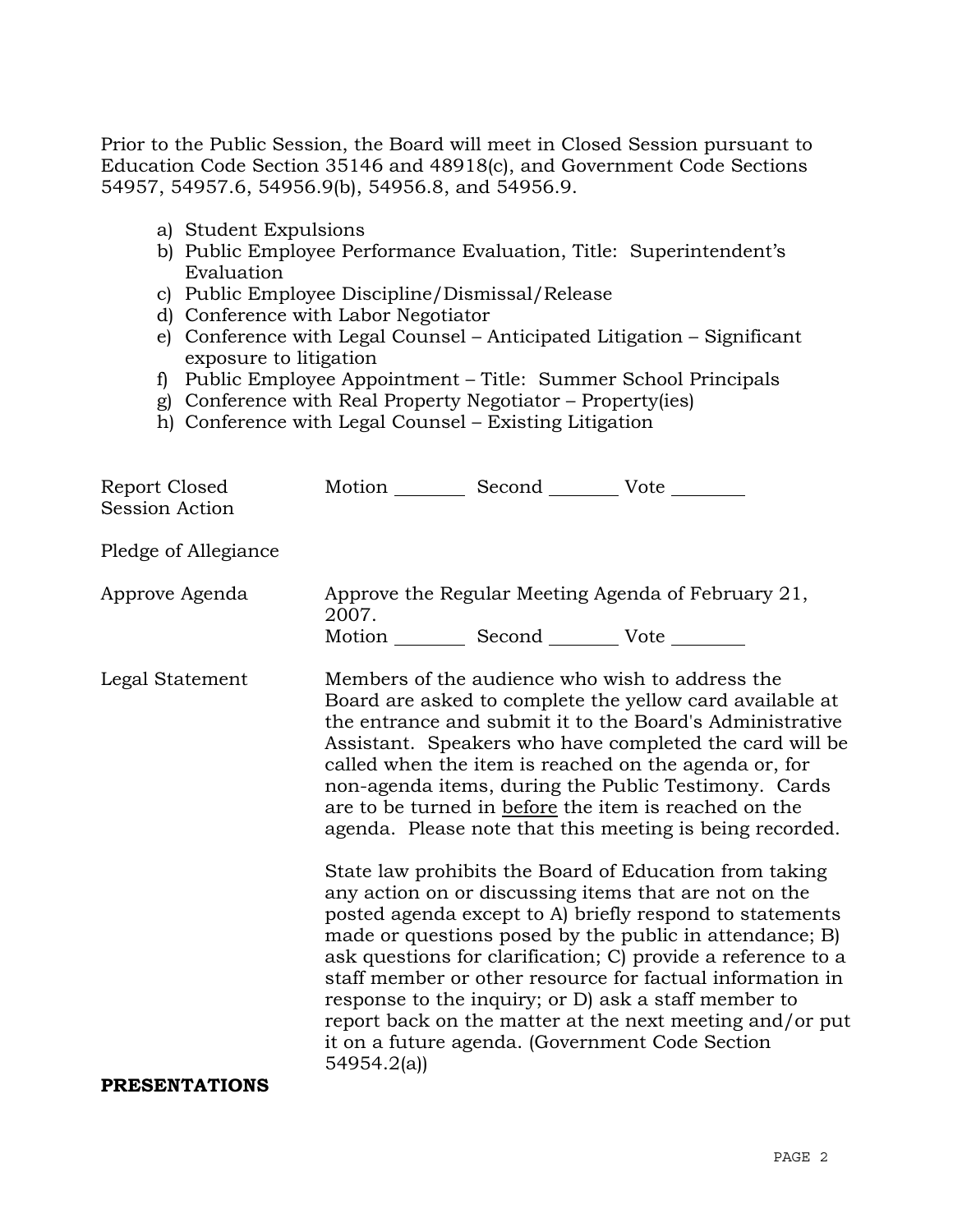Prior to the Public Session, the Board will meet in Closed Session pursuant to Education Code Section 35146 and 48918(c), and Government Code Sections 54957, 54957.6, 54956.9(b), 54956.8, and 54956.9.

a) Student Expulsions
b) Public Employee Performance Evaluation, Title: Superintendent's Evaluation
c) Public Employee Discipline/Dismissal/Release
d) Conference with Labor Negotiator
e) Conference with Legal Counsel – Anticipated Litigation – Significant exposure to litigation
f) Public Employee Appointment – Title: Summer School Principals
g) Conference with Real Property Negotiator – Property(ies)
h) Conference with Legal Counsel – Existing Litigation

Report Closed Session Action — Motion ________ Second ________ Vote ________

Pledge of Allegiance

Approve Agenda — Approve the Regular Meeting Agenda of February 21, 2007.
Motion ________ Second ________ Vote ________

Legal Statement — Members of the audience who wish to address the Board are asked to complete the yellow card available at the entrance and submit it to the Board's Administrative Assistant. Speakers who have completed the card will be called when the item is reached on the agenda or, for non-agenda items, during the Public Testimony. Cards are to be turned in before the item is reached on the agenda. Please note that this meeting is being recorded.

State law prohibits the Board of Education from taking any action on or discussing items that are not on the posted agenda except to A) briefly respond to statements made or questions posed by the public in attendance; B) ask questions for clarification; C) provide a reference to a staff member or other resource for factual information in response to the inquiry; or D) ask a staff member to report back on the matter at the next meeting and/or put it on a future agenda. (Government Code Section 54954.2(a))

**PRESENTATIONS**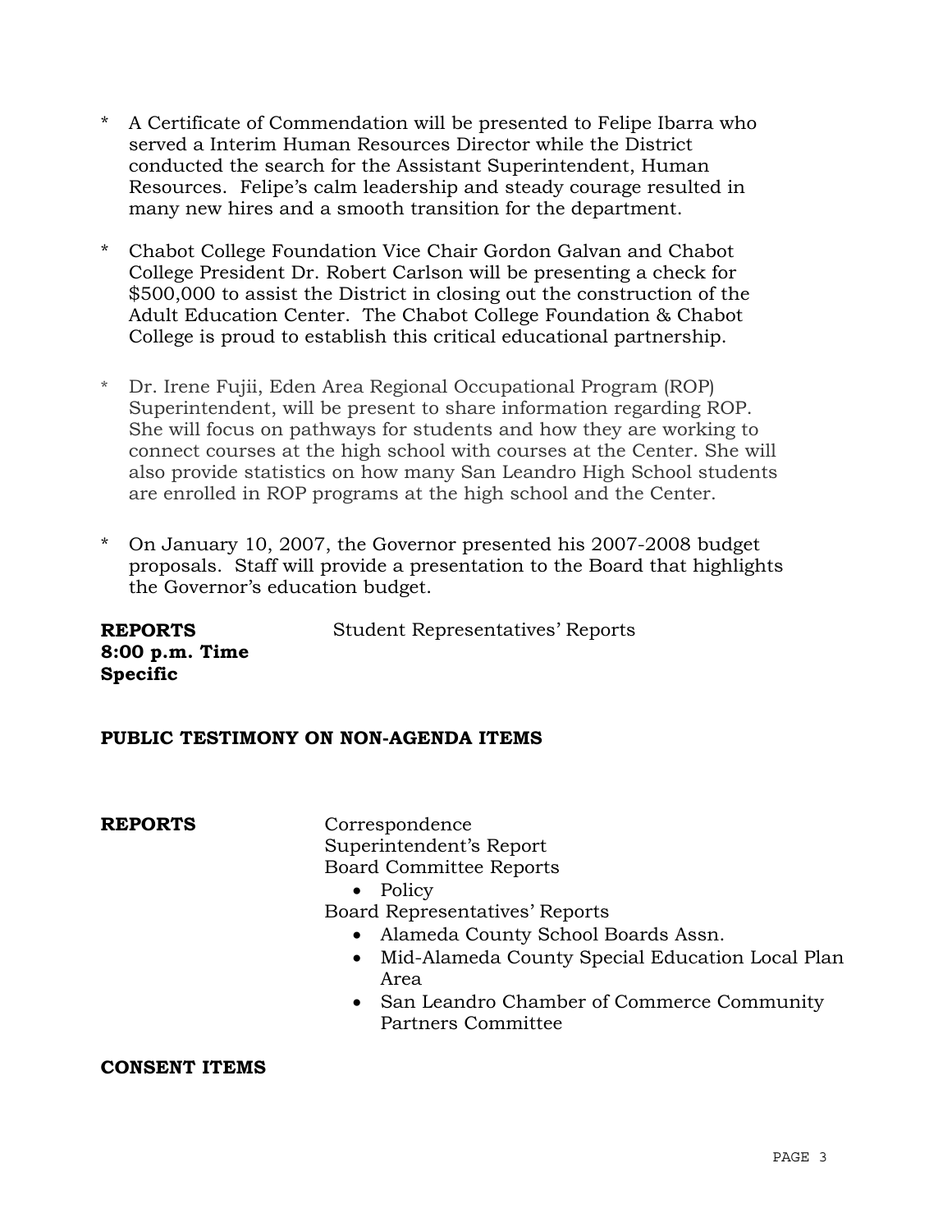* A Certificate of Commendation will be presented to Felipe Ibarra who served a Interim Human Resources Director while the District conducted the search for the Assistant Superintendent, Human Resources. Felipe's calm leadership and steady courage resulted in many new hires and a smooth transition for the department.

* Chabot College Foundation Vice Chair Gordon Galvan and Chabot College President Dr. Robert Carlson will be presenting a check for $500,000 to assist the District in closing out the construction of the Adult Education Center. The Chabot College Foundation & Chabot College is proud to establish this critical educational partnership.

* Dr. Irene Fujii, Eden Area Regional Occupational Program (ROP) Superintendent, will be present to share information regarding ROP. She will focus on pathways for students and how they are working to connect courses at the high school with courses at the Center. She will also provide statistics on how many San Leandro High School students are enrolled in ROP programs at the high school and the Center.

* On January 10, 2007, the Governor presented his 2007-2008 budget proposals. Staff will provide a presentation to the Board that highlights the Governor's education budget.

**REPORTS**
**8:00 p.m. Time Specific**

Student Representatives' Reports

**PUBLIC TESTIMONY ON NON-AGENDA ITEMS**

**REPORTS**

Correspondence
Superintendent's Report
Board Committee Reports
- Policy

Board Representatives' Reports
- Alameda County School Boards Assn.
- Mid-Alameda County Special Education Local Plan Area
- San Leandro Chamber of Commerce Community Partners Committee

**CONSENT ITEMS**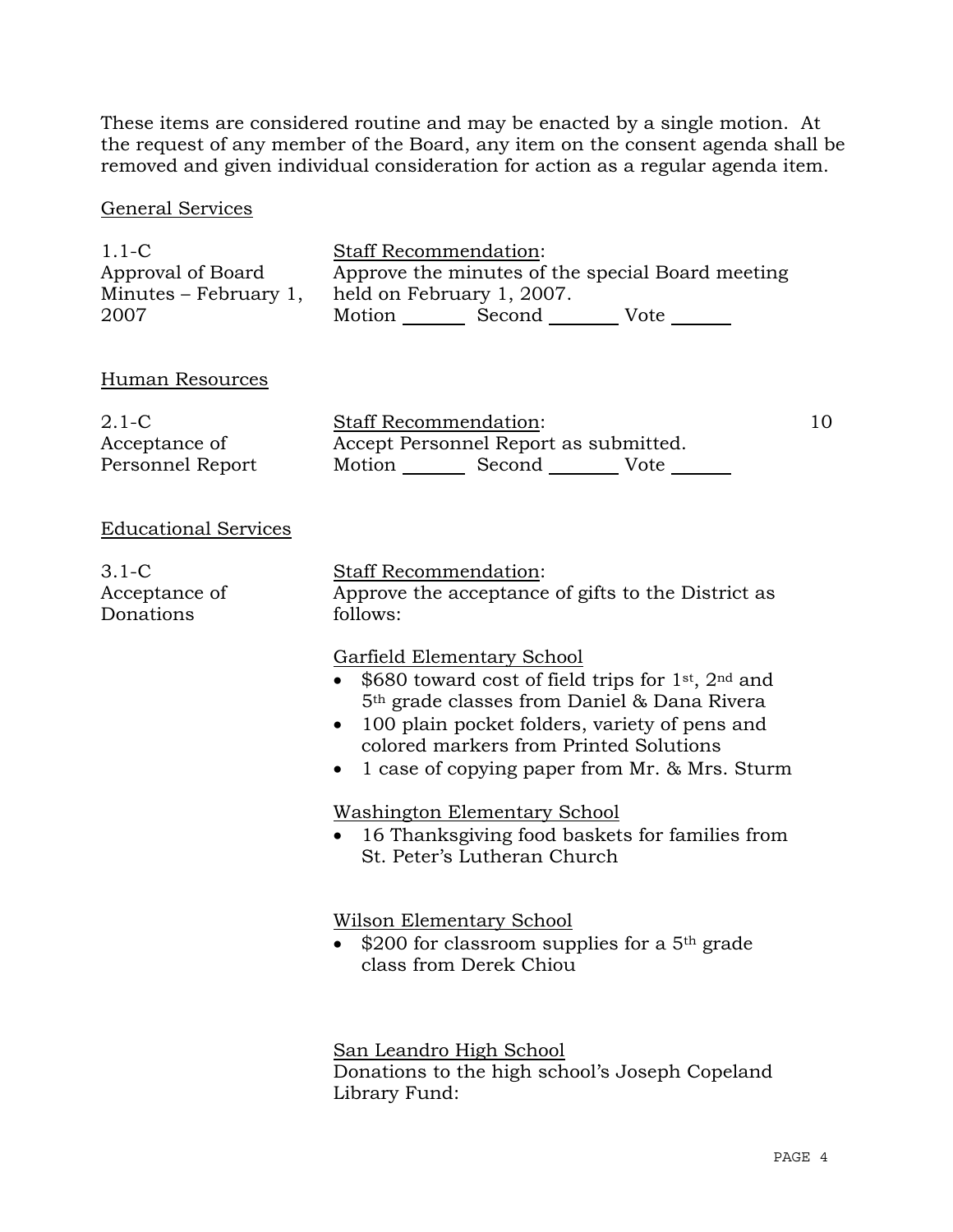These items are considered routine and may be enacted by a single motion. At the request of any member of the Board, any item on the consent agenda shall be removed and given individual consideration for action as a regular agenda item.

General Services

1.1-C
Approval of Board Minutes – February 1, 2007

Staff Recommendation:
Approve the minutes of the special Board meeting held on February 1, 2007.
Motion _______ Second _______ Vote _______

Human Resources

2.1-C
Acceptance of Personnel Report

Staff Recommendation:
Accept Personnel Report as submitted.
Motion _______ Second _______ Vote _______

10

Educational Services

3.1-C
Acceptance of Donations

Staff Recommendation:
Approve the acceptance of gifts to the District as follows:

Garfield Elementary School

- $680 toward cost of field trips for 1st, 2nd and 5th grade classes from Daniel & Dana Rivera
- 100 plain pocket folders, variety of pens and colored markers from Printed Solutions
- 1 case of copying paper from Mr. & Mrs. Sturm

Washington Elementary School

- 16 Thanksgiving food baskets for families from St. Peter's Lutheran Church

Wilson Elementary School

- $200 for classroom supplies for a 5th grade class from Derek Chiou

San Leandro High School
Donations to the high school's Joseph Copeland Library Fund: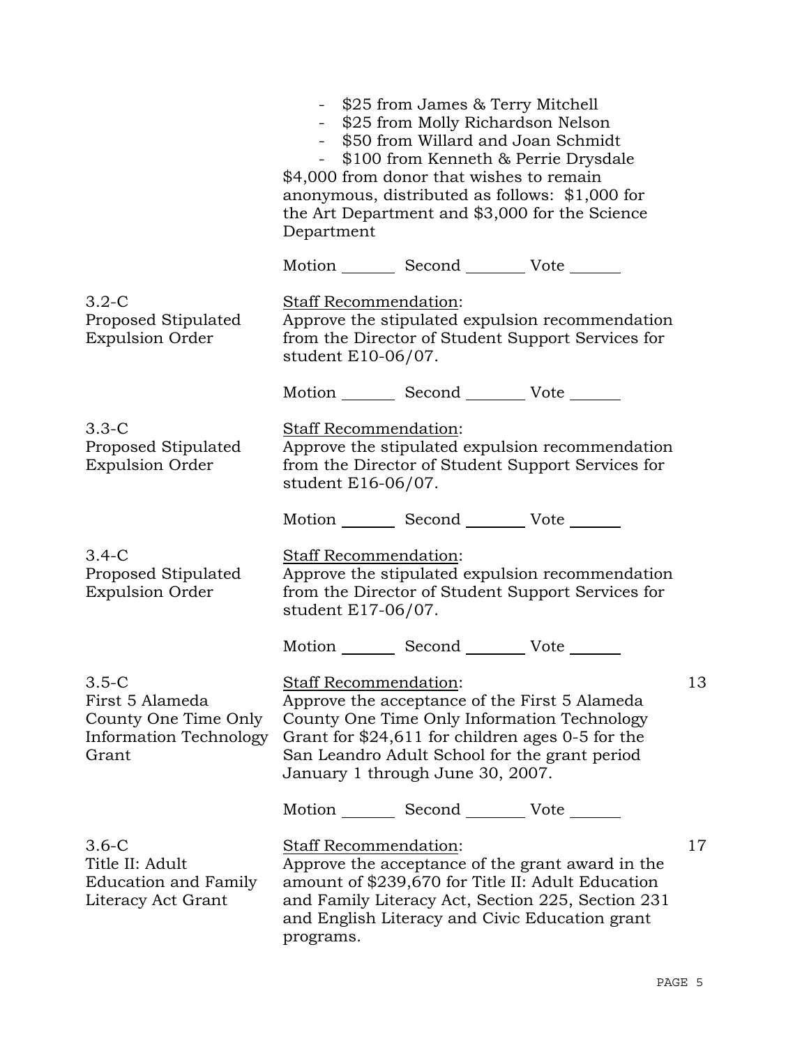- $25 from James & Terry Mitchell
- $25 from Molly Richardson Nelson
- $50 from Willard and Joan Schmidt
- $100 from Kenneth & Perrie Drysdale

$4,000 from donor that wishes to remain anonymous, distributed as follows: $1,000 for the Art Department and $3,000 for the Science Department

Motion _______ Second _______ Vote _______

**3.2-C Proposed Stipulated Expulsion Order**

Staff Recommendation:
Approve the stipulated expulsion recommendation from the Director of Student Support Services for student E10-06/07.

Motion _______ Second _______ Vote _______

**3.3-C Proposed Stipulated Expulsion Order**

Staff Recommendation:
Approve the stipulated expulsion recommendation from the Director of Student Support Services for student E16-06/07.

Motion _______ Second _______ Vote _______

**3.4-C Proposed Stipulated Expulsion Order**

Staff Recommendation:
Approve the stipulated expulsion recommendation from the Director of Student Support Services for student E17-06/07.

Motion _______ Second _______ Vote _______

**3.5-C First 5 Alameda County One Time Only Information Technology Grant** — 13

Staff Recommendation:
Approve the acceptance of the First 5 Alameda County One Time Only Information Technology Grant for $24,611 for children ages 0-5 for the San Leandro Adult School for the grant period January 1 through June 30, 2007.

Motion _______ Second _______ Vote _______

**3.6-C Title II: Adult Education and Family Literacy Act Grant** — 17

Staff Recommendation:
Approve the acceptance of the grant award in the amount of $239,670 for Title II: Adult Education and Family Literacy Act, Section 225, Section 231 and English Literacy and Civic Education grant programs.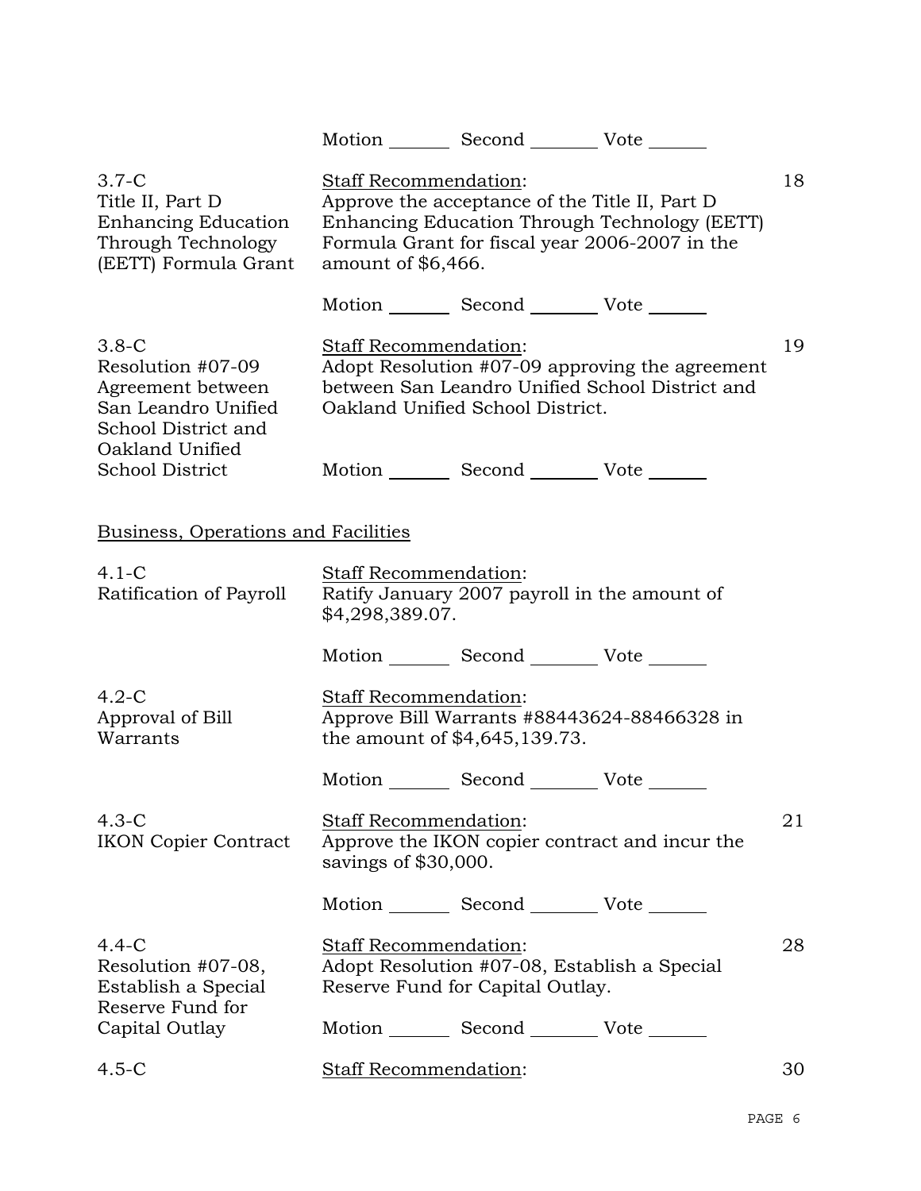Motion _______ Second _______ Vote _______

| | | |
|---|---|---|
| 3.7-C<br>Title II, Part D Enhancing Education Through Technology (EETT) Formula Grant | Staff Recommendation:<br>Approve the acceptance of the Title II, Part D Enhancing Education Through Technology (EETT) Formula Grant for fiscal year 2006-2007 in the amount of $6,466.<br><br>Motion _______ Second _______ Vote _______ | 18 |
| 3.8-C<br>Resolution #07-09 Agreement between San Leandro Unified School District and Oakland Unified School District | Staff Recommendation:<br>Adopt Resolution #07-09 approving the agreement between San Leandro Unified School District and Oakland Unified School District.<br><br>Motion _______ Second _______ Vote _______ | 19 |

Business, Operations and Facilities

| | | |
|---|---|---|
| 4.1-C<br>Ratification of Payroll | Staff Recommendation:<br>Ratify January 2007 payroll in the amount of $4,298,389.07.<br><br>Motion _______ Second _______ Vote _______ | |
| 4.2-C<br>Approval of Bill Warrants | Staff Recommendation:<br>Approve Bill Warrants #88443624-88466328 in the amount of $4,645,139.73.<br><br>Motion _______ Second _______ Vote _______ | |
| 4.3-C<br>IKON Copier Contract | Staff Recommendation:<br>Approve the IKON copier contract and incur the savings of $30,000.<br><br>Motion _______ Second _______ Vote _______ | 21 |
| 4.4-C<br>Resolution #07-08, Establish a Special Reserve Fund for Capital Outlay | Staff Recommendation:<br>Adopt Resolution #07-08, Establish a Special Reserve Fund for Capital Outlay.<br><br>Motion _______ Second _______ Vote _______ | 28 |
| 4.5-C | Staff Recommendation: | 30 |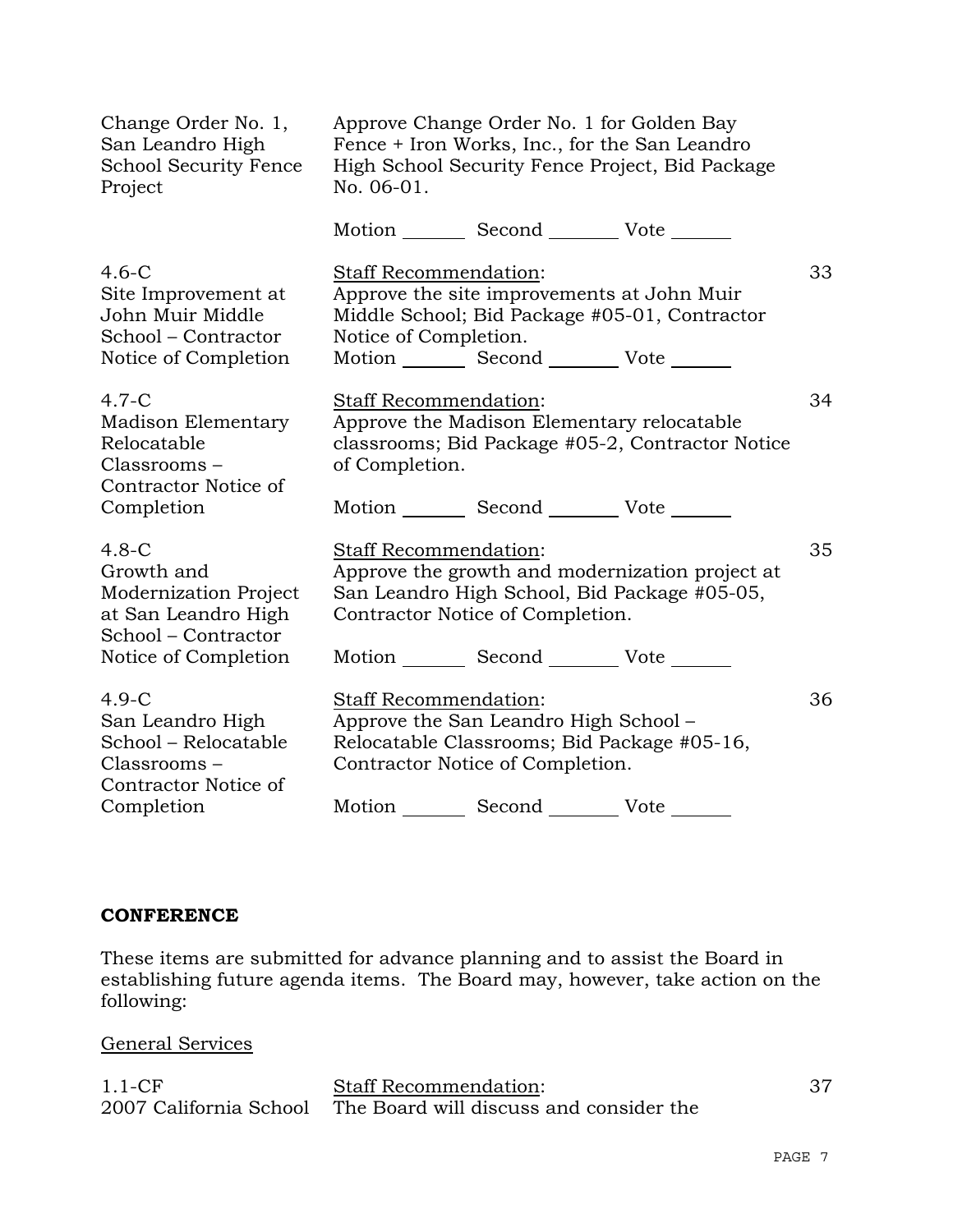Change Order No. 1, San Leandro High School Security Fence Project

Approve Change Order No. 1 for Golden Bay Fence + Iron Works, Inc., for the San Leandro High School Security Fence Project, Bid Package No. 06-01.

Motion _______ Second _______ Vote _______

4.6-C
Site Improvement at John Muir Middle School – Contractor Notice of Completion

Staff Recommendation:
Approve the site improvements at John Muir Middle School; Bid Package #05-01, Contractor Notice of Completion.

Motion _______ Second _______ Vote _______

33

4.7-C
Madison Elementary Relocatable Classrooms – Contractor Notice of Completion

Staff Recommendation:
Approve the Madison Elementary relocatable classrooms; Bid Package #05-2, Contractor Notice of Completion.

Motion _______ Second _______ Vote _______

34

4.8-C
Growth and Modernization Project at San Leandro High School – Contractor Notice of Completion

Staff Recommendation:
Approve the growth and modernization project at San Leandro High School, Bid Package #05-05, Contractor Notice of Completion.

Motion _______ Second _______ Vote _______

35

4.9-C
San Leandro High School – Relocatable Classrooms – Contractor Notice of Completion

Staff Recommendation:
Approve the San Leandro High School – Relocatable Classrooms; Bid Package #05-16, Contractor Notice of Completion.

Motion _______ Second _______ Vote _______

36

**CONFERENCE**

These items are submitted for advance planning and to assist the Board in establishing future agenda items. The Board may, however, take action on the following:

General Services

1.1-CF
2007 California School

Staff Recommendation:
The Board will discuss and consider the

37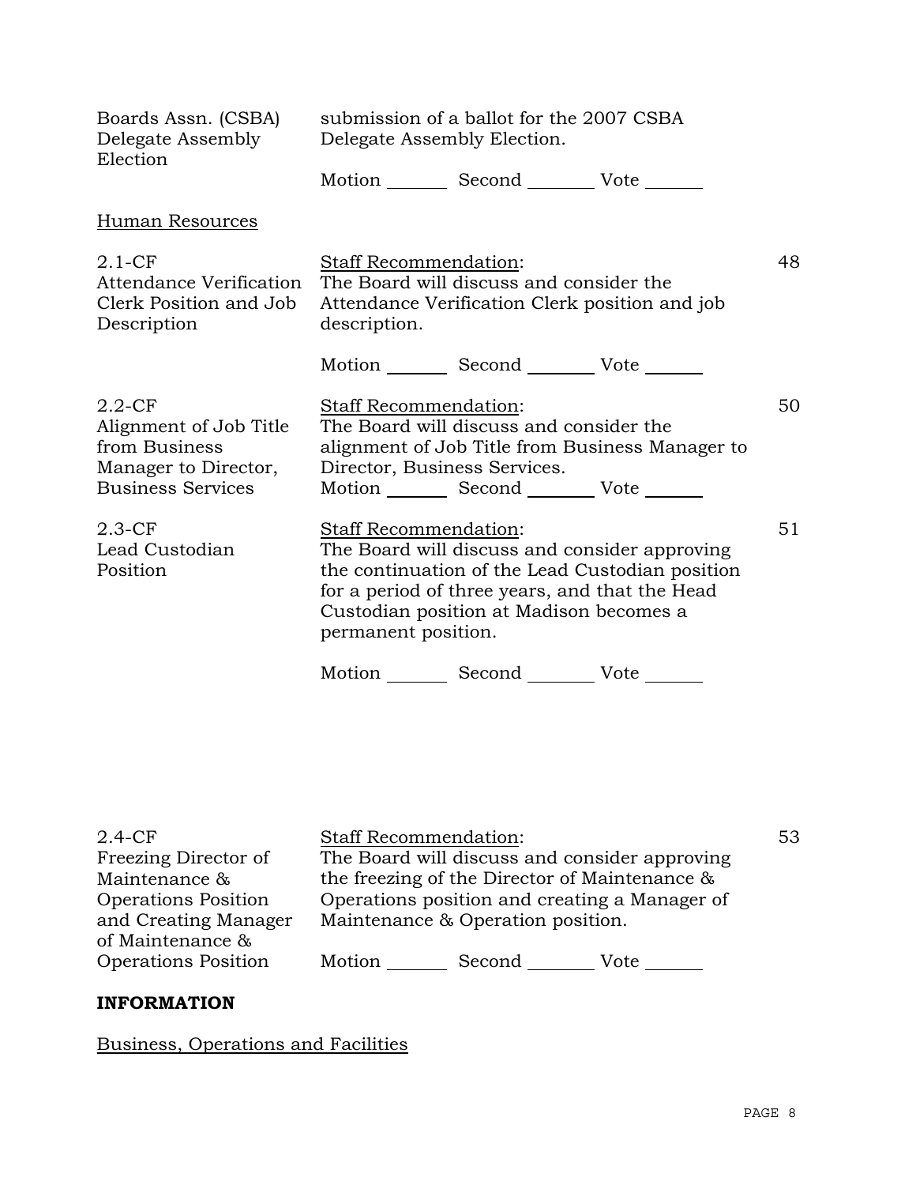| | | |
|---|---|---|
| Boards Assn. (CSBA) Delegate Assembly Election | submission of a ballot for the 2007 CSBA Delegate Assembly Election.<br><br>Motion _______ Second _______ Vote _______ | |

Human Resources

| | | |
|---|---|---|
| 2.1-CF<br>Attendance Verification Clerk Position and Job Description | Staff Recommendation:<br>The Board will discuss and consider the Attendance Verification Clerk position and job description.<br><br>Motion _______ Second _______ Vote _______ | 48 |
| 2.2-CF<br>Alignment of Job Title from Business Manager to Director, Business Services | Staff Recommendation:<br>The Board will discuss and consider the alignment of Job Title from Business Manager to Director, Business Services.<br>Motion _______ Second _______ Vote _______ | 50 |
| 2.3-CF<br>Lead Custodian Position | Staff Recommendation:<br>The Board will discuss and consider approving the continuation of the Lead Custodian position for a period of three years, and that the Head Custodian position at Madison becomes a permanent position.<br><br>Motion _______ Second _______ Vote _______ | 51 |
| 2.4-CF<br>Freezing Director of Maintenance & Operations Position and Creating Manager of Maintenance & Operations Position | Staff Recommendation:<br>The Board will discuss and consider approving the freezing of the Director of Maintenance & Operations position and creating a Manager of Maintenance & Operation position.<br><br>Motion _______ Second _______ Vote _______ | 53 |

**INFORMATION**

Business, Operations and Facilities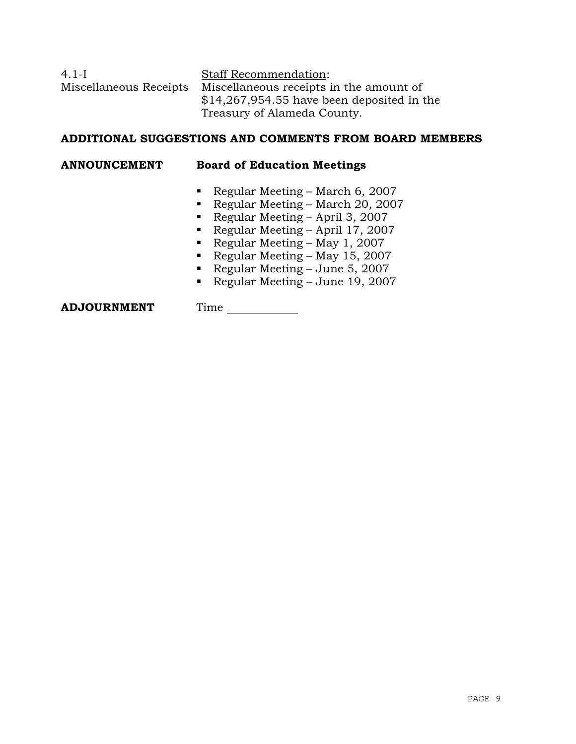4.1-I Miscellaneous Receipts

Staff Recommendation:
Miscellaneous receipts in the amount of $14,267,954.55 have been deposited in the Treasury of Alameda County.

**ADDITIONAL SUGGESTIONS AND COMMENTS FROM BOARD MEMBERS**

**ANNOUNCEMENT** **Board of Education Meetings**

- Regular Meeting – March 6, 2007
- Regular Meeting – March 20, 2007
- Regular Meeting – April 3, 2007
- Regular Meeting – April 17, 2007
- Regular Meeting – May 1, 2007
- Regular Meeting – May 15, 2007
- Regular Meeting – June 5, 2007
- Regular Meeting – June 19, 2007

**ADJOURNMENT** Time \_\_\_\_\_\_\_\_\_\_\_\_